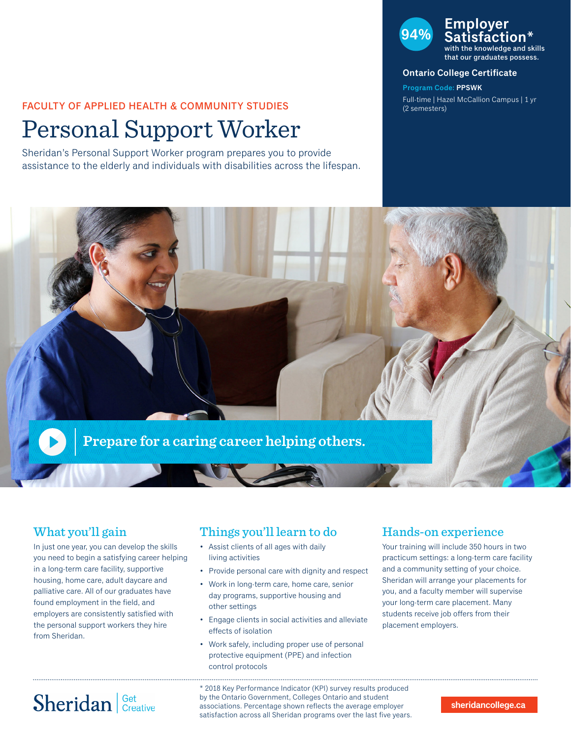FACULTY OF APPLIED HEALTH & COMMUNITY STUDIES

# Personal Support Worker

Sheridan's Personal Support Worker program prepares you to provide assistance to the elderly and individuals with disabilities across the lifespan.

**94% Employer Satisfaction*** with the knowledge and skills that our graduates possess.

**Ontario College Certificate**

**Program Code: PPSWK**

Full-time | Hazel McCallion Campus | 1 yr (2 semesters)

Prepare for a caring career helping others.

## What you'll gain

In just one year, you can develop the skills you need to begin a satisfying career helping in a long-term care facility, supportive housing, home care, adult daycare and palliative care. All of our graduates have found employment in the field, and employers are consistently satisfied with the personal support workers they hire from Sheridan.

## Things you'll learn to do

- Assist clients of all ages with daily living activities
- Provide personal care with dignity and respect
- Work in long-term care, home care, senior day programs, supportive housing and other settings
- Engage clients in social activities and alleviate effects of isolation
- Work safely, including proper use of personal protective equipment (PPE) and infection control protocols

## Hands-on experience

Your training will include 350 hours in two practicum settings: a long-term care facility and a community setting of your choice. Sheridan will arrange your placements for you, and a faculty member will supervise your long-term care placement. Many students receive job offers from their placement employers.

---

Sheridan | Get Creative

* 2018 Key Performance Indicator (KPI) survey results produced by the Ontario Government, Colleges Ontario and student associations. Percentage shown reflects the average employer satisfaction across all Sheridan programs over the last five years.

sheridancollege.ca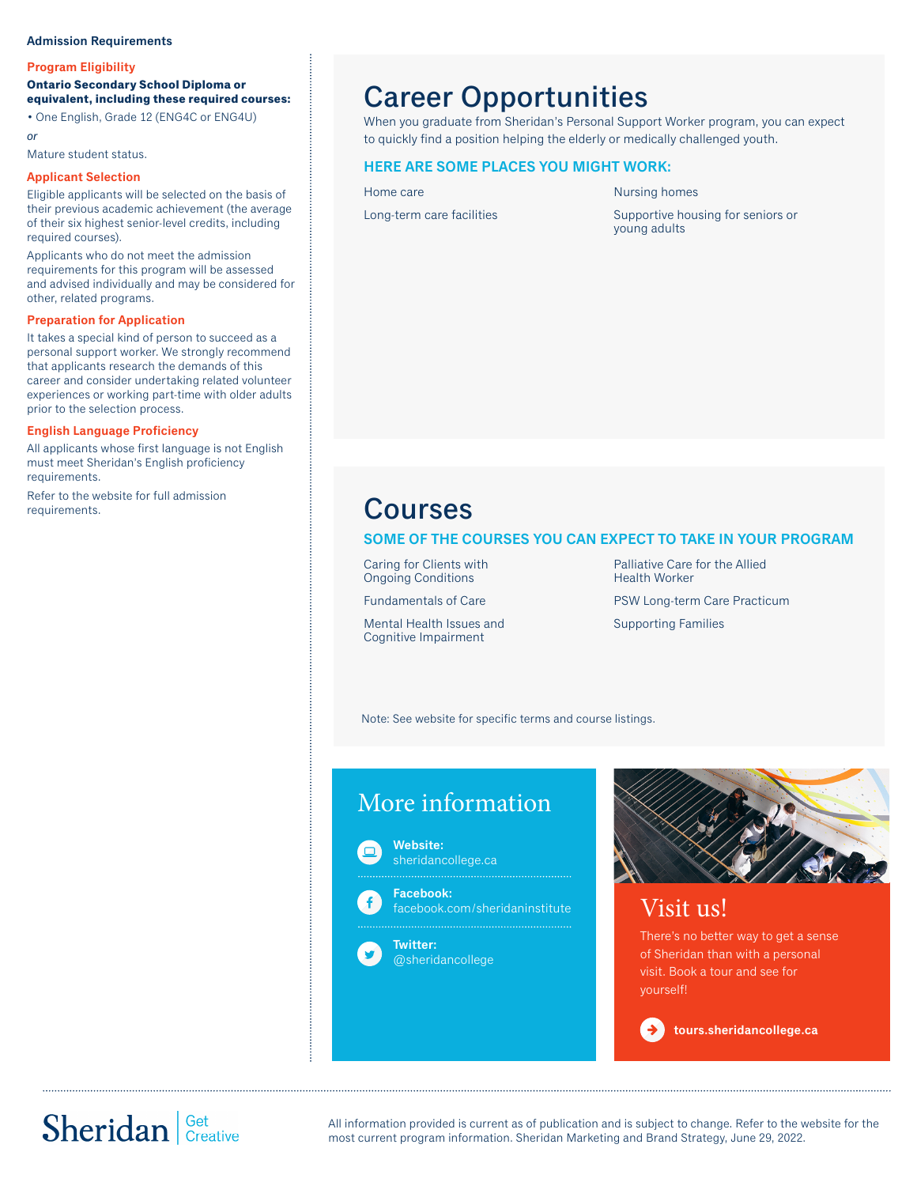## Admission Requirements

### Program Eligibility

**Ontario Secondary School Diploma or equivalent, including these required courses:**

- One English, Grade 12 (ENG4C or ENG4U)

*or*

Mature student status.

### Applicant Selection

Eligible applicants will be selected on the basis of their previous academic achievement (the average of their six highest senior-level credits, including required courses).

Applicants who do not meet the admission requirements for this program will be assessed and advised individually and may be considered for other, related programs.

### Preparation for Application

It takes a special kind of person to succeed as a personal support worker. We strongly recommend that applicants research the demands of this career and consider undertaking related volunteer experiences or working part-time with older adults prior to the selection process.

### English Language Proficiency

All applicants whose first language is not English must meet Sheridan's English proficiency requirements.

Refer to the website for full admission requirements.

# Career Opportunities

When you graduate from Sheridan's Personal Support Worker program, you can expect to quickly find a position helping the elderly or medically challenged youth.

### HERE ARE SOME PLACES YOU MIGHT WORK:

- Home care
- Long-term care facilities
- Nursing homes
- Supportive housing for seniors or young adults

# Courses

### SOME OF THE COURSES YOU CAN EXPECT TO TAKE IN YOUR PROGRAM

- Caring for Clients with Ongoing Conditions
- Fundamentals of Care
- Mental Health Issues and Cognitive Impairment
- Palliative Care for the Allied Health Worker
- PSW Long-term Care Practicum
- Supporting Families

Note: See website for specific terms and course listings.

## More information

**Website:** sheridancollege.ca

**Facebook:** facebook.com/sheridaninstitute

**Twitter:** @sheridancollege

## Visit us!

There's no better way to get a sense of Sheridan than with a personal visit. Book a tour and see for yourself!

**tours.sheridancollege.ca**

Sheridan | Get Creative

All information provided is current as of publication and is subject to change. Refer to the website for the most current program information. Sheridan Marketing and Brand Strategy, June 29, 2022.